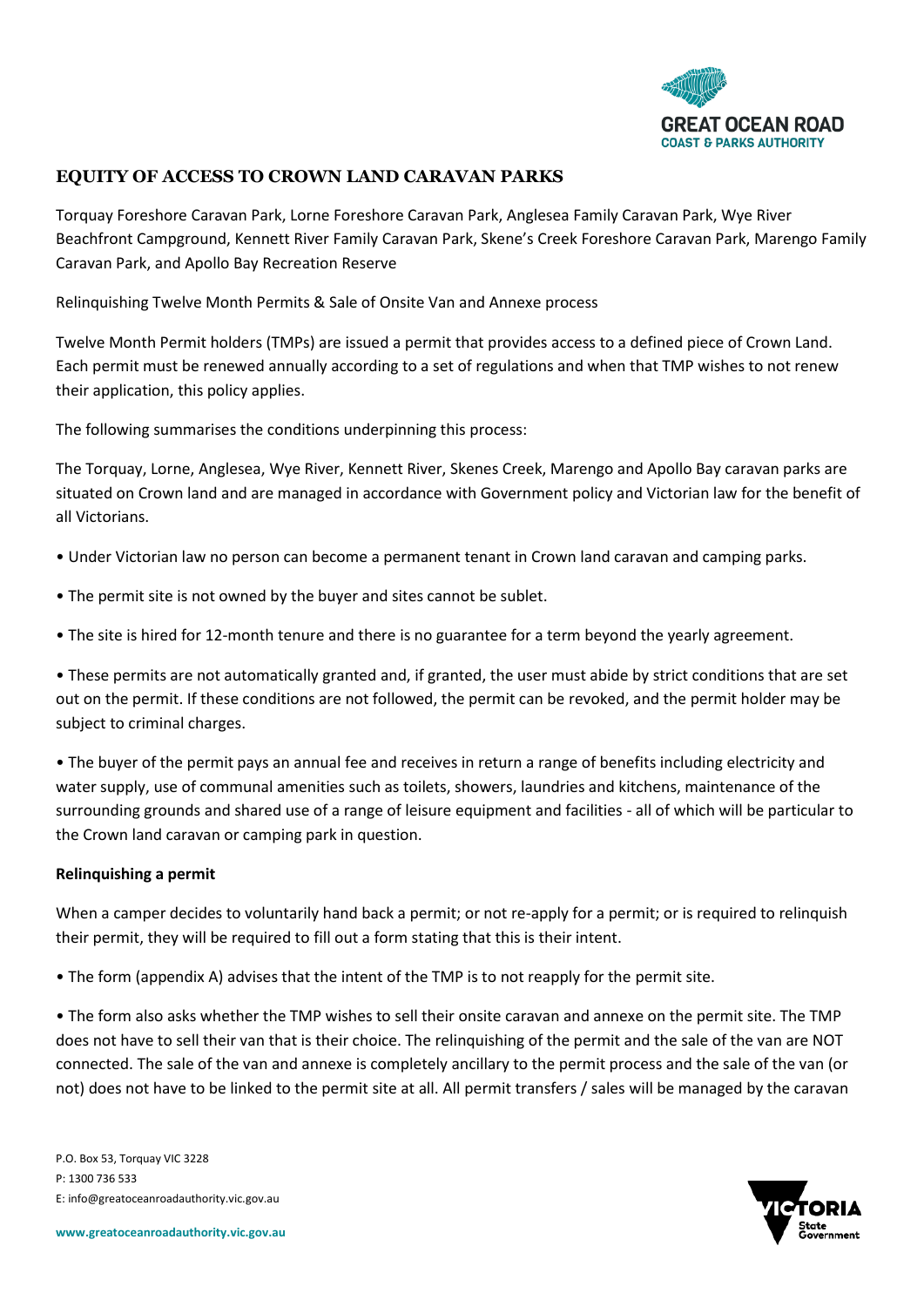## EQUITY OF ACCESS TO CROWN LAND CARAVAN PARKS

Torquay Foreshore Caravan Park, Lorne Foreshore Caravan Park, Anglesea Family Caravan Park, Wye River Beachfront Campground, Kennett River Family Caravan Park, Skene's Creek Foreshore Caravan Park, Marengo Family Caravan Park, and Apollo Bay Recreation Reserve

Relinquishing Twelve Month Permits & Sale of Onsite Van and Annexe process

Twelve Month Permit holders (TMPs) are issued a permit that provides access to a defined piece of Crown Land. Each permit must be renewed annually according to a set of regulations and when that TMP wishes to not renew their application, this policy applies.

The following summarises the conditions underpinning this process:

The Torquay, Lorne, Anglesea, Wye River, Kennett River, Skenes Creek, Marengo and Apollo Bay caravan parks are situated on Crown land and are managed in accordance with Government policy and Victorian law for the benefit of all Victorians.

- Under Victorian law no person can become a permanent tenant in Crown land caravan and camping parks.
- The permit site is not owned by the buyer and sites cannot be sublet.
- The site is hired for 12-month tenure and there is no guarantee for a term beyond the yearly agreement.
- These permits are not automatically granted and, if granted, the user must abide by strict conditions that are set out on the permit. If these conditions are not followed, the permit can be revoked, and the permit holder may be subject to criminal charges.
- The buyer of the permit pays an annual fee and receives in return a range of benefits including electricity and water supply, use of communal amenities such as toilets, showers, laundries and kitchens, maintenance of the surrounding grounds and shared use of a range of leisure equipment and facilities - all of which will be particular to the Crown land caravan or camping park in question.

**Relinquishing a permit**

When a camper decides to voluntarily hand back a permit; or not re-apply for a permit; or is required to relinquish their permit, they will be required to fill out a form stating that this is their intent.

- The form (appendix A) advises that the intent of the TMP is to not reapply for the permit site.
- The form also asks whether the TMP wishes to sell their onsite caravan and annexe on the permit site. The TMP does not have to sell their van that is their choice. The relinquishing of the permit and the sale of the van are NOT connected. The sale of the van and annexe is completely ancillary to the permit process and the sale of the van (or not) does not have to be linked to the permit site at all. All permit transfers / sales will be managed by the caravan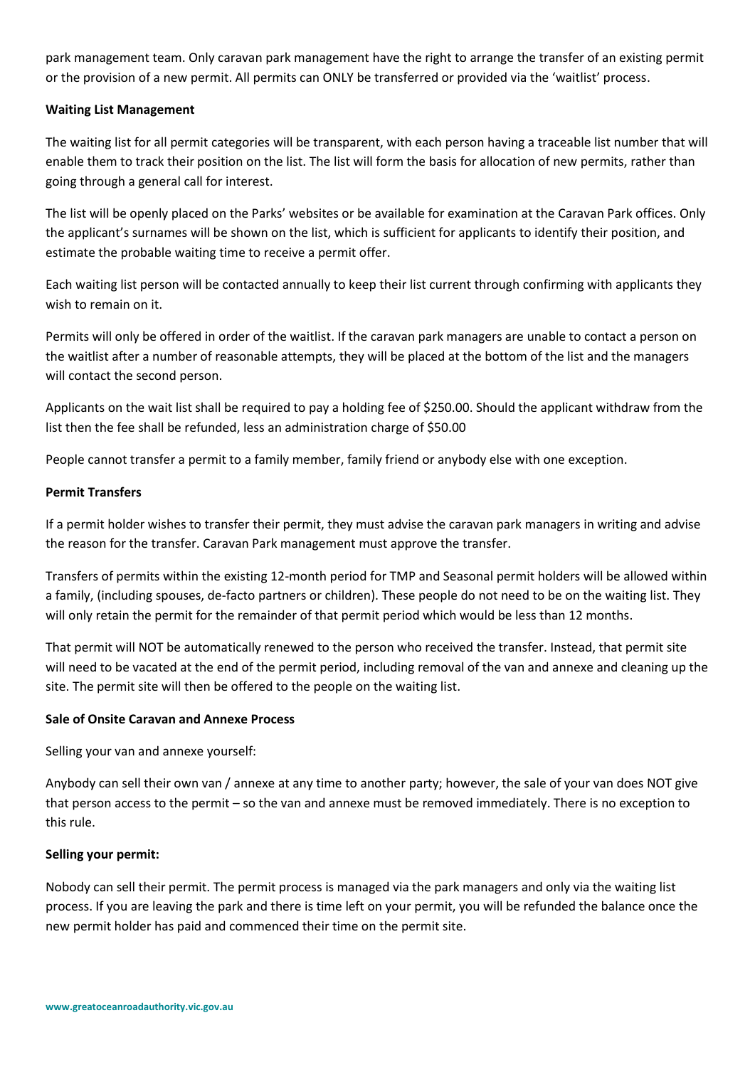park management team. Only caravan park management have the right to arrange the transfer of an existing permit or the provision of a new permit. All permits can ONLY be transferred or provided via the 'waitlist' process.

**Waiting List Management**

The waiting list for all permit categories will be transparent, with each person having a traceable list number that will enable them to track their position on the list. The list will form the basis for allocation of new permits, rather than going through a general call for interest.

The list will be openly placed on the Parks' websites or be available for examination at the Caravan Park offices. Only the applicant's surnames will be shown on the list, which is sufficient for applicants to identify their position, and estimate the probable waiting time to receive a permit offer.

Each waiting list person will be contacted annually to keep their list current through confirming with applicants they wish to remain on it.

Permits will only be offered in order of the waitlist. If the caravan park managers are unable to contact a person on the waitlist after a number of reasonable attempts, they will be placed at the bottom of the list and the managers will contact the second person.

Applicants on the wait list shall be required to pay a holding fee of $250.00. Should the applicant withdraw from the list then the fee shall be refunded, less an administration charge of $50.00

People cannot transfer a permit to a family member, family friend or anybody else with one exception.

**Permit Transfers**

If a permit holder wishes to transfer their permit, they must advise the caravan park managers in writing and advise the reason for the transfer. Caravan Park management must approve the transfer.

Transfers of permits within the existing 12-month period for TMP and Seasonal permit holders will be allowed within a family, (including spouses, de-facto partners or children). These people do not need to be on the waiting list. They will only retain the permit for the remainder of that permit period which would be less than 12 months.

That permit will NOT be automatically renewed to the person who received the transfer. Instead, that permit site will need to be vacated at the end of the permit period, including removal of the van and annexe and cleaning up the site. The permit site will then be offered to the people on the waiting list.

**Sale of Onsite Caravan and Annexe Process**

Selling your van and annexe yourself:

Anybody can sell their own van / annexe at any time to another party; however, the sale of your van does NOT give that person access to the permit – so the van and annexe must be removed immediately. There is no exception to this rule.

**Selling your permit:**

Nobody can sell their permit. The permit process is managed via the park managers and only via the waiting list process. If you are leaving the park and there is time left on your permit, you will be refunded the balance once the new permit holder has paid and commenced their time on the permit site.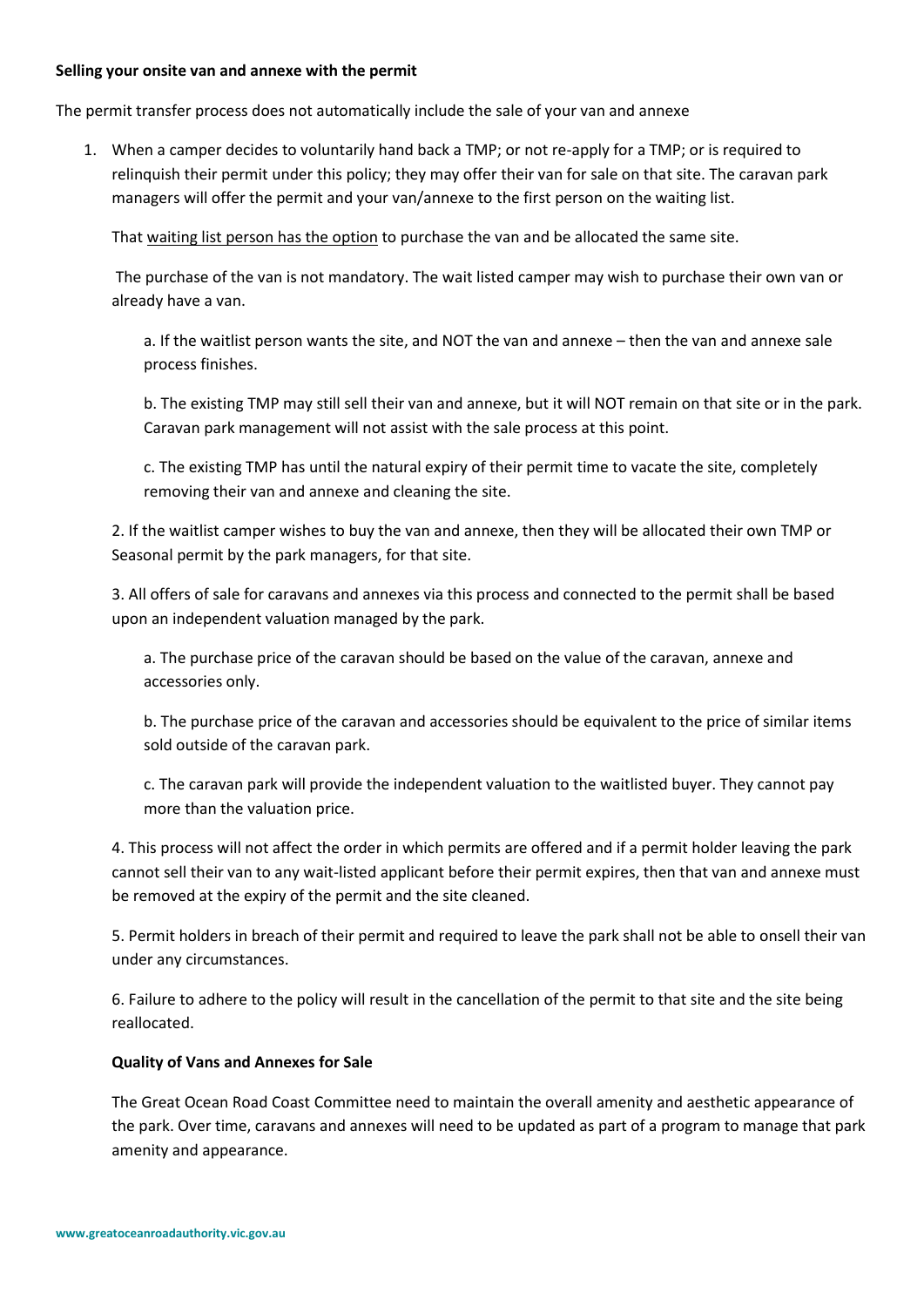**Selling your onsite van and annexe with the permit**

The permit transfer process does not automatically include the sale of your van and annexe

1. When a camper decides to voluntarily hand back a TMP; or not re-apply for a TMP; or is required to relinquish their permit under this policy; they may offer their van for sale on that site. The caravan park managers will offer the permit and your van/annexe to the first person on the waiting list.

   That <u>waiting list person has the option</u> to purchase the van and be allocated the same site.

   The purchase of the van is not mandatory. The wait listed camper may wish to purchase their own van or already have a van.

   a. If the waitlist person wants the site, and NOT the van and annexe – then the van and annexe sale process finishes.

   b. The existing TMP may still sell their van and annexe, but it will NOT remain on that site or in the park. Caravan park management will not assist with the sale process at this point.

   c. The existing TMP has until the natural expiry of their permit time to vacate the site, completely removing their van and annexe and cleaning the site.

2. If the waitlist camper wishes to buy the van and annexe, then they will be allocated their own TMP or Seasonal permit by the park managers, for that site.

3. All offers of sale for caravans and annexes via this process and connected to the permit shall be based upon an independent valuation managed by the park.

   a. The purchase price of the caravan should be based on the value of the caravan, annexe and accessories only.

   b. The purchase price of the caravan and accessories should be equivalent to the price of similar items sold outside of the caravan park.

   c. The caravan park will provide the independent valuation to the waitlisted buyer. They cannot pay more than the valuation price.

4. This process will not affect the order in which permits are offered and if a permit holder leaving the park cannot sell their van to any wait-listed applicant before their permit expires, then that van and annexe must be removed at the expiry of the permit and the site cleaned.

5. Permit holders in breach of their permit and required to leave the park shall not be able to onsell their van under any circumstances.

6. Failure to adhere to the policy will result in the cancellation of the permit to that site and the site being reallocated.

**Quality of Vans and Annexes for Sale**

The Great Ocean Road Coast Committee need to maintain the overall amenity and aesthetic appearance of the park. Over time, caravans and annexes will need to be updated as part of a program to manage that park amenity and appearance.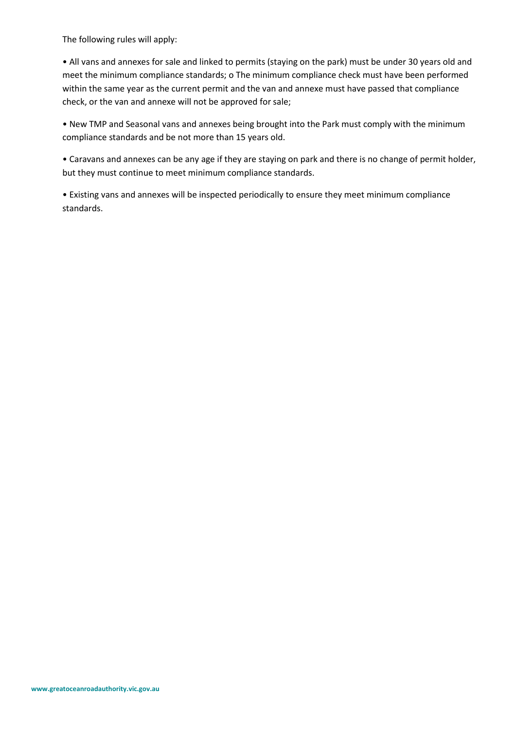The following rules will apply:

- All vans and annexes for sale and linked to permits (staying on the park) must be under 30 years old and meet the minimum compliance standards;
  - The minimum compliance check must have been performed within the same year as the current permit and the van and annexe must have passed that compliance check, or the van and annexe will not be approved for sale;
- New TMP and Seasonal vans and annexes being brought into the Park must comply with the minimum compliance standards and be not more than 15 years old.
- Caravans and annexes can be any age if they are staying on park and there is no change of permit holder, but they must continue to meet minimum compliance standards.
- Existing vans and annexes will be inspected periodically to ensure they meet minimum compliance standards.